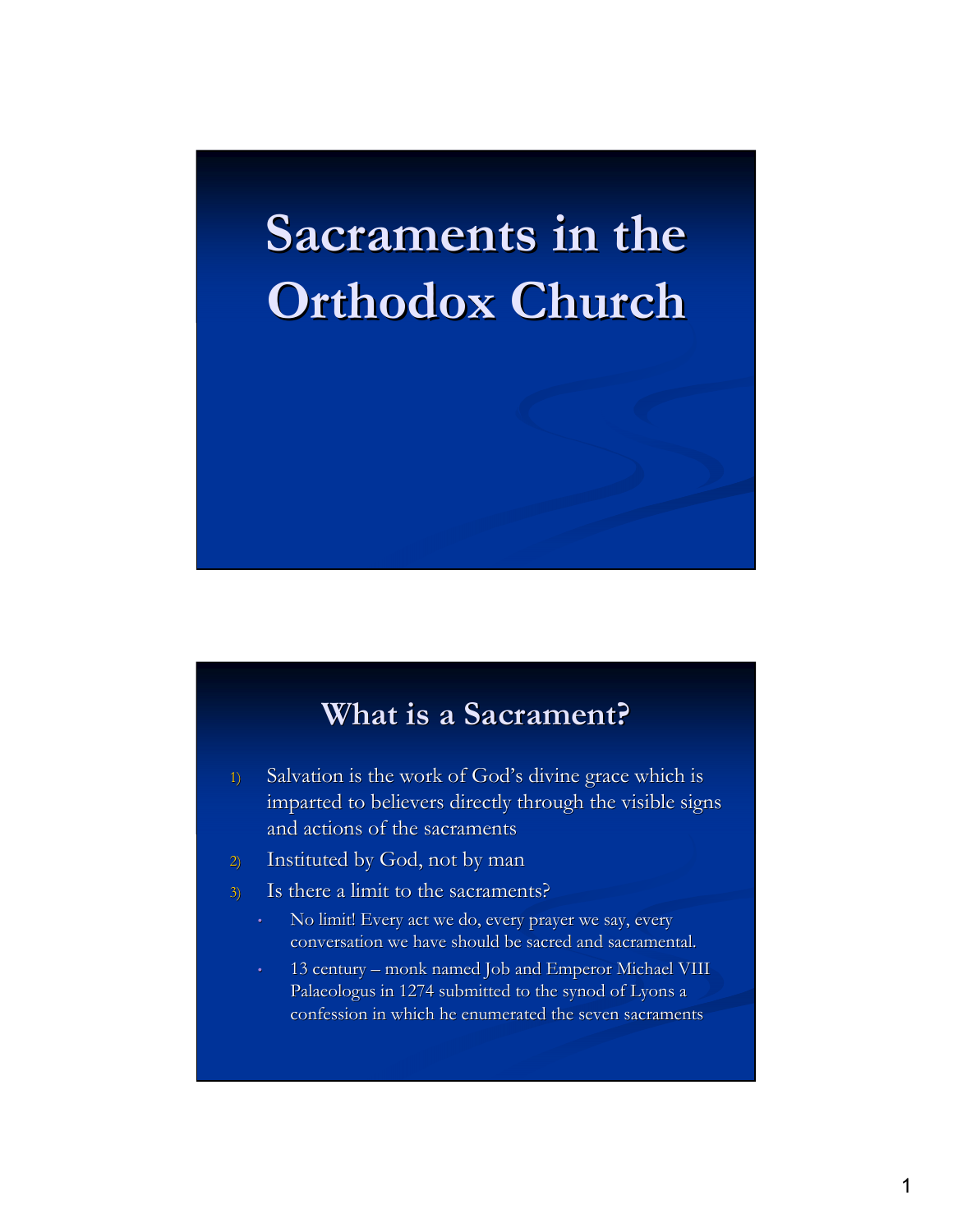# Sacraments in the Orthodox Church

## What is a Sacrament?

1) Salvation is the work of God's divine grace which is imparted to believers directly through the visible signs and actions of the sacraments
2) Instituted by God, not by man
3) Is there a limit to the sacraments?
   - No limit! Every act we do, every prayer we say, every conversation we have should be sacred and sacramental.
   - 13 century – monk named Job and Emperor Michael VIII Palaeologus in 1274 submitted to the synod of Lyons a confession in which he enumerated the seven sacraments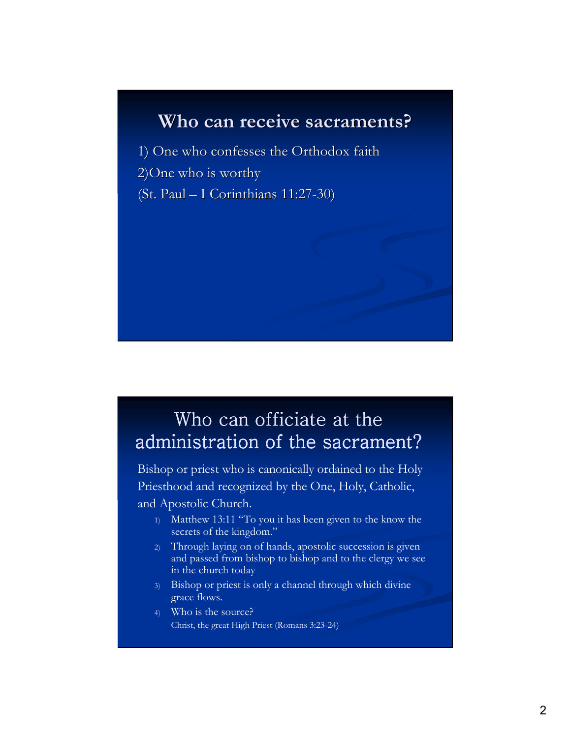## Who can receive sacraments?

1) One who confesses the Orthodox faith

2)One who is worthy

(St. Paul – I Corinthians 11:27-30)

## Who can officiate at the administration of the sacrament?

Bishop or priest who is canonically ordained to the Holy Priesthood and recognized by the One, Holy, Catholic, and Apostolic Church.

1) Matthew 13:11 "To you it has been given to the know the secrets of the kingdom."
2) Through laying on of hands, apostolic succession is given and passed from bishop to bishop and to the clergy we see in the church today
3) Bishop or priest is only a channel through which divine grace flows.
4) Who is the source?
   Christ, the great High Priest (Romans 3:23-24)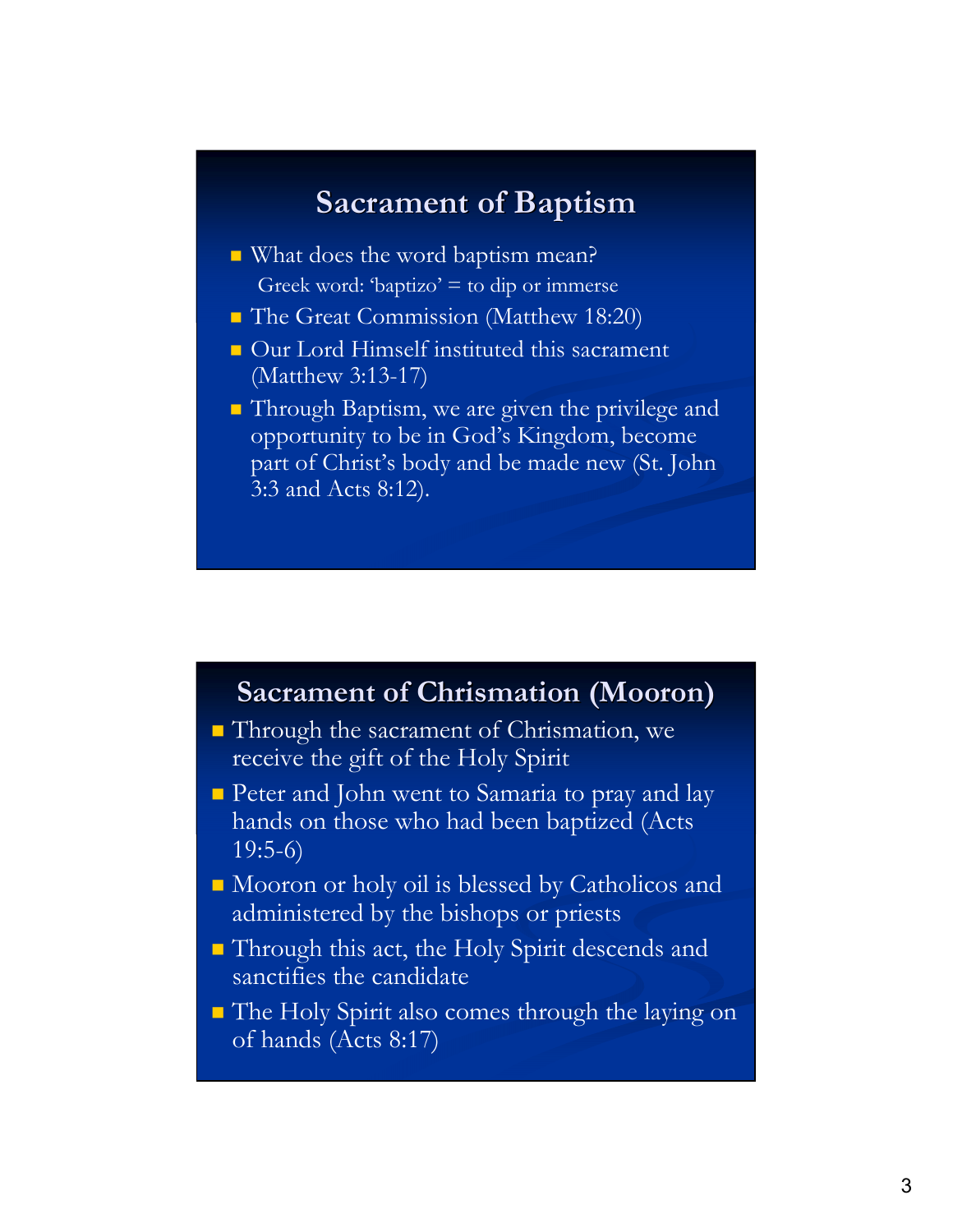## Sacrament of Baptism

- What does the word baptism mean?
  Greek word: 'baptizo' = to dip or immerse
- The Great Commission (Matthew 18:20)
- Our Lord Himself instituted this sacrament (Matthew 3:13-17)
- Through Baptism, we are given the privilege and opportunity to be in God's Kingdom, become part of Christ's body and be made new (St. John 3:3 and Acts 8:12).

## Sacrament of Chrismation (Mooron)

- Through the sacrament of Chrismation, we receive the gift of the Holy Spirit
- Peter and John went to Samaria to pray and lay hands on those who had been baptized (Acts 19:5-6)
- Mooron or holy oil is blessed by Catholicos and administered by the bishops or priests
- Through this act, the Holy Spirit descends and sanctifies the candidate
- The Holy Spirit also comes through the laying on of hands (Acts 8:17)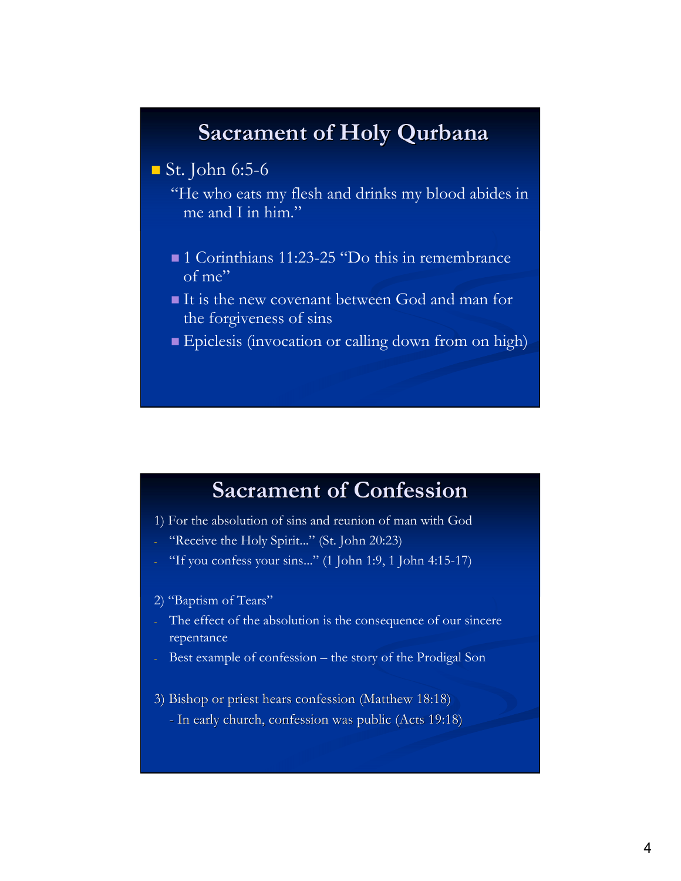## Sacrament of Holy Qurbana

- St. John 6:5-6

  "He who eats my flesh and drinks my blood abides in me and I in him."

  - 1 Corinthians 11:23-25 "Do this in remembrance of me"
  - It is the new covenant between God and man for the forgiveness of sins
  - Epiclesis (invocation or calling down from on high)

## Sacrament of Confession

1) For the absolution of sins and reunion of man with God
- "Receive the Holy Spirit..." (St. John 20:23)
- "If you confess your sins..." (1 John 1:9, 1 John 4:15-17)

2) "Baptism of Tears"
- The effect of the absolution is the consequence of our sincere repentance
- Best example of confession – the story of the Prodigal Son

3) Bishop or priest hears confession (Matthew 18:18)
- In early church, confession was public (Acts 19:18)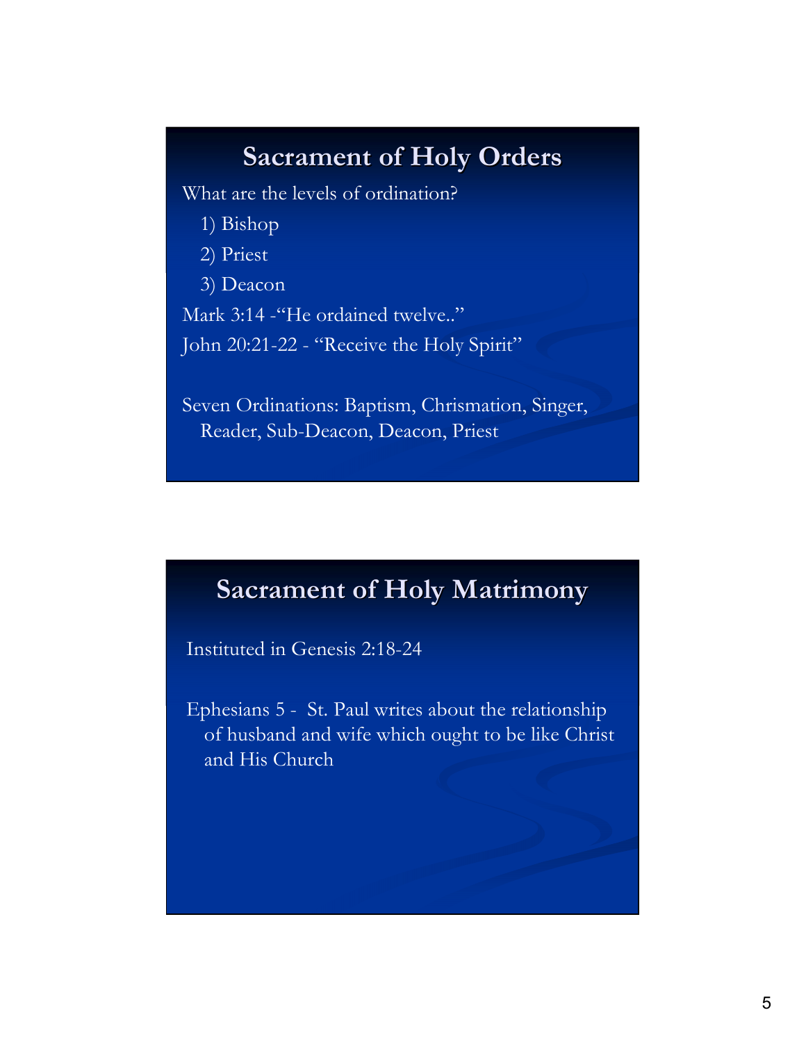## Sacrament of Holy Orders

What are the levels of ordination?

1) Bishop
2) Priest
3) Deacon

Mark 3:14 -"He ordained twelve.."

John 20:21-22 - "Receive the Holy Spirit"

Seven Ordinations: Baptism, Chrismation, Singer, Reader, Sub-Deacon, Deacon, Priest

## Sacrament of Holy Matrimony

Instituted in Genesis 2:18-24

Ephesians 5 - St. Paul writes about the relationship of husband and wife which ought to be like Christ and His Church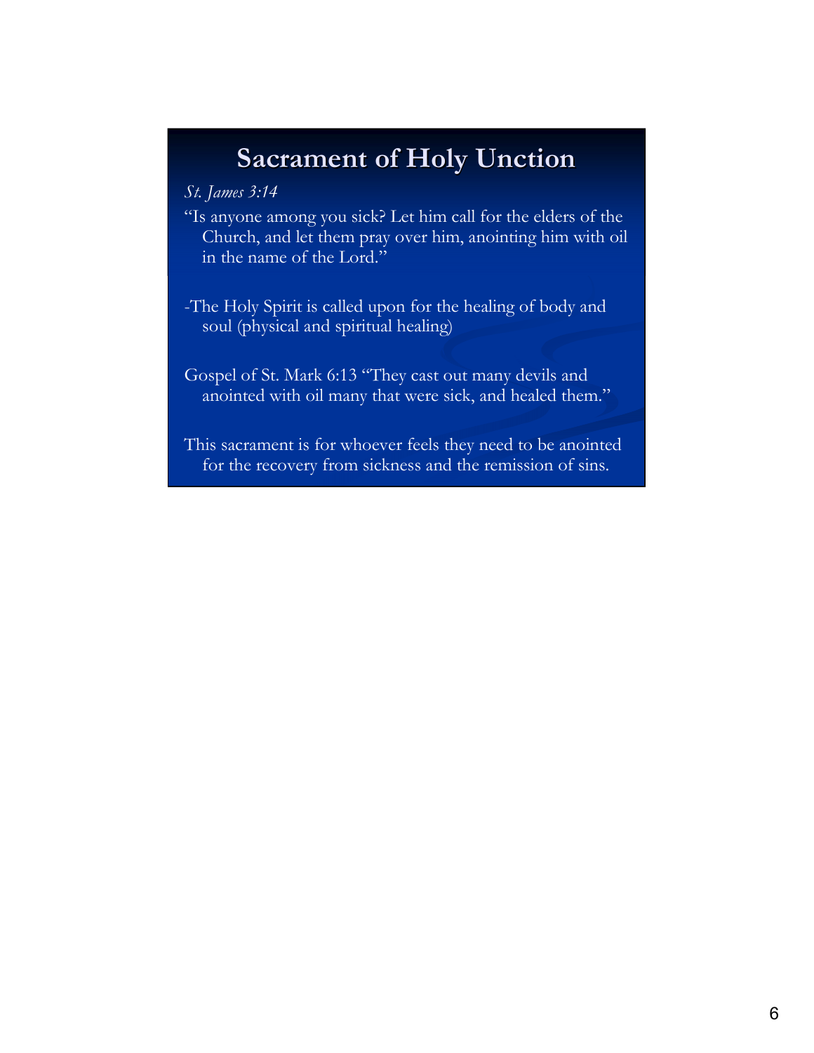# Sacrament of Holy Unction

*St. James 3:14*

"Is anyone among you sick? Let him call for the elders of the Church, and let them pray over him, anointing him with oil in the name of the Lord."

-The Holy Spirit is called upon for the healing of body and soul (physical and spiritual healing)

Gospel of St. Mark 6:13 "They cast out many devils and anointed with oil many that were sick, and healed them."

This sacrament is for whoever feels they need to be anointed for the recovery from sickness and the remission of sins.